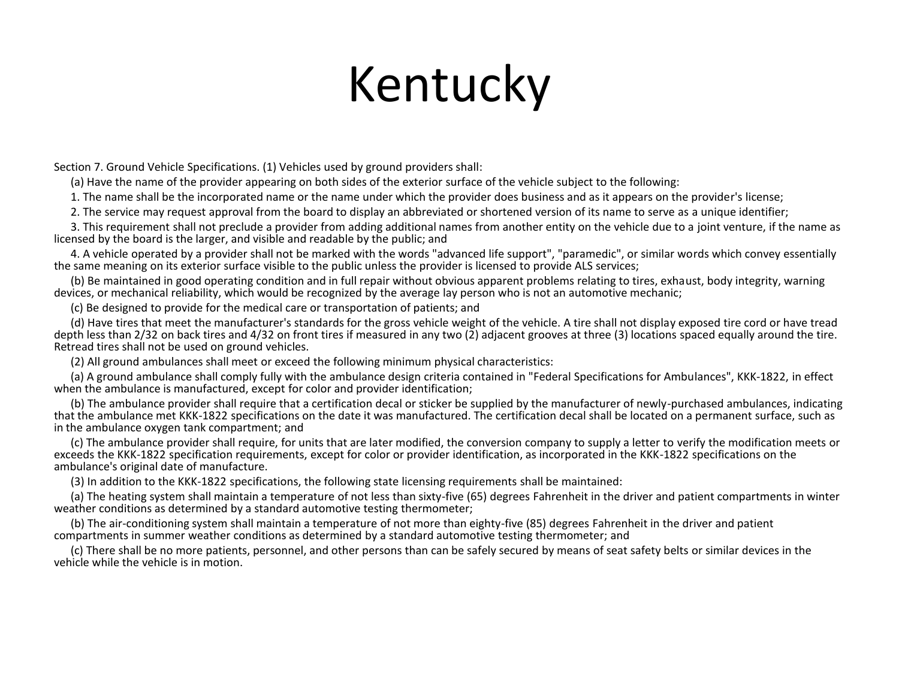# Kentucky

Section 7. Ground Vehicle Specifications. (1) Vehicles used by ground providers shall:

(a) Have the name of the provider appearing on both sides of the exterior surface of the vehicle subject to the following:

1. The name shall be the incorporated name or the name under which the provider does business and as it appears on the provider's license;

2. The service may request approval from the board to display an abbreviated or shortened version of its name to serve as a unique identifier;

3. This requirement shall not preclude a provider from adding additional names from another entity on the vehicle due to a joint venture, if the name as licensed by the board is the larger, and visible and readable by the public; and

4. A vehicle operated by a provider shall not be marked with the words "advanced life support", "paramedic", or similar words which convey essentially the same meaning on its exterior surface visible to the public unless the provider is licensed to provide ALS services;

(b) Be maintained in good operating condition and in full repair without obvious apparent problems relating to tires, exhaust, body integrity, warning devices, or mechanical reliability, which would be recognized by the average lay person who is not an automotive mechanic;

(c) Be designed to provide for the medical care or transportation of patients; and

(d) Have tires that meet the manufacturer's standards for the gross vehicle weight of the vehicle. A tire shall not display exposed tire cord or have tread depth less than 2/32 on back tires and 4/32 on front tires if measured in any two (2) adjacent grooves at three (3) locations spaced equally around the tire. Retread tires shall not be used on ground vehicles.

(2) All ground ambulances shall meet or exceed the following minimum physical characteristics:

(a) A ground ambulance shall comply fully with the ambulance design criteria contained in "Federal Specifications for Ambulances", KKK-1822, in effect when the ambulance is manufactured, except for color and provider identification;

(b) The ambulance provider shall require that a certification decal or sticker be supplied by the manufacturer of newly-purchased ambulances, indicating that the ambulance met KKK-1822 specifications on the date it was manufactured. The certification decal shall be located on a permanent surface, such as in the ambulance oxygen tank compartment; and

(c) The ambulance provider shall require, for units that are later modified, the conversion company to supply a letter to verify the modification meets or exceeds the KKK-1822 specification requirements, except for color or provider identification, as incorporated in the KKK-1822 specifications on the ambulance's original date of manufacture.

(3) In addition to the KKK-1822 specifications, the following state licensing requirements shall be maintained:

(a) The heating system shall maintain a temperature of not less than sixty-five (65) degrees Fahrenheit in the driver and patient compartments in winter weather conditions as determined by a standard automotive testing thermometer;

(b) The air-conditioning system shall maintain a temperature of not more than eighty-five (85) degrees Fahrenheit in the driver and patient compartments in summer weather conditions as determined by a standard automotive testing thermometer; and

(c) There shall be no more patients, personnel, and other persons than can be safely secured by means of seat safety belts or similar devices in the vehicle while the vehicle is in motion.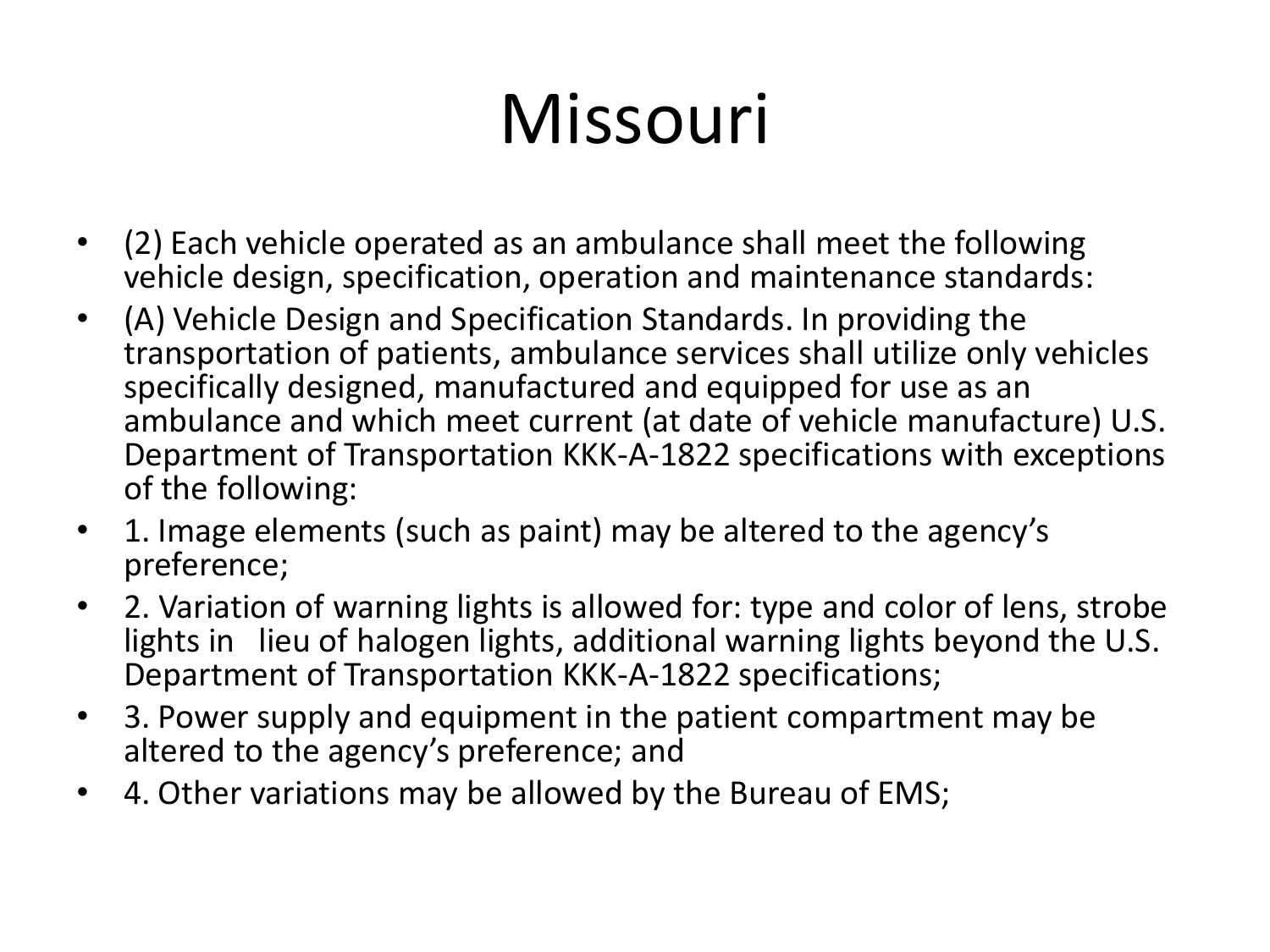# Missouri

- (2) Each vehicle operated as an ambulance shall meet the following vehicle design, specification, operation and maintenance standards:
- (A) Vehicle Design and Specification Standards. In providing the transportation of patients, ambulance services shall utilize only vehicles specifically designed, manufactured and equipped for use as an ambulance and which meet current (at date of vehicle manufacture) U.S. Department of Transportation KKK-A-1822 specifications with exceptions of the following:
- 1. Image elements (such as paint) may be altered to the agency's preference;
- 2. Variation of warning lights is allowed for: type and color of lens, strobe lights in lieu of halogen lights, additional warning lights beyond the U.S. Department of Transportation KKK-A-1822 specifications;
- 3. Power supply and equipment in the patient compartment may be altered to the agency's preference; and
- 4. Other variations may be allowed by the Bureau of EMS;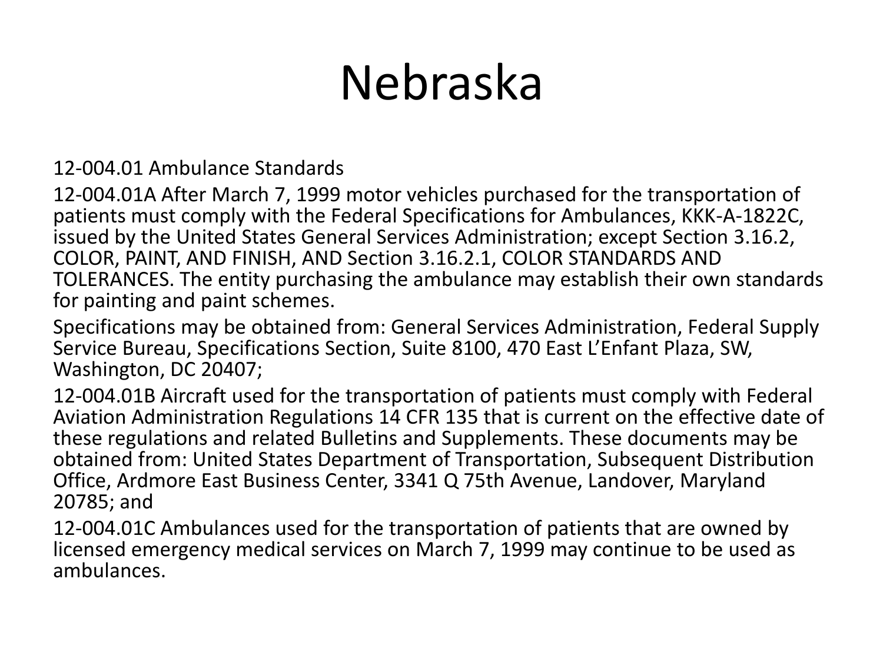# Nebraska

12-004.01 Ambulance Standards

12-004.01A After March 7, 1999 motor vehicles purchased for the transportation of patients must comply with the Federal Specifications for Ambulances, KKK-A-1822C, issued by the United States General Services Administration; except Section 3.16.2, COLOR, PAINT, AND FINISH, AND Section 3.16.2.1, COLOR STANDARDS AND TOLERANCES. The entity purchasing the ambulance may establish their own standards for painting and paint schemes.

Specifications may be obtained from: General Services Administration, Federal Supply Service Bureau, Specifications Section, Suite 8100, 470 East L'Enfant Plaza, SW, Washington, DC 20407;

12-004.01B Aircraft used for the transportation of patients must comply with Federal Aviation Administration Regulations 14 CFR 135 that is current on the effective date of these regulations and related Bulletins and Supplements. These documents may be obtained from: United States Department of Transportation, Subsequent Distribution Office, Ardmore East Business Center, 3341 Q 75th Avenue, Landover, Maryland 20785; and

12-004.01C Ambulances used for the transportation of patients that are owned by licensed emergency medical services on March 7, 1999 may continue to be used as ambulances.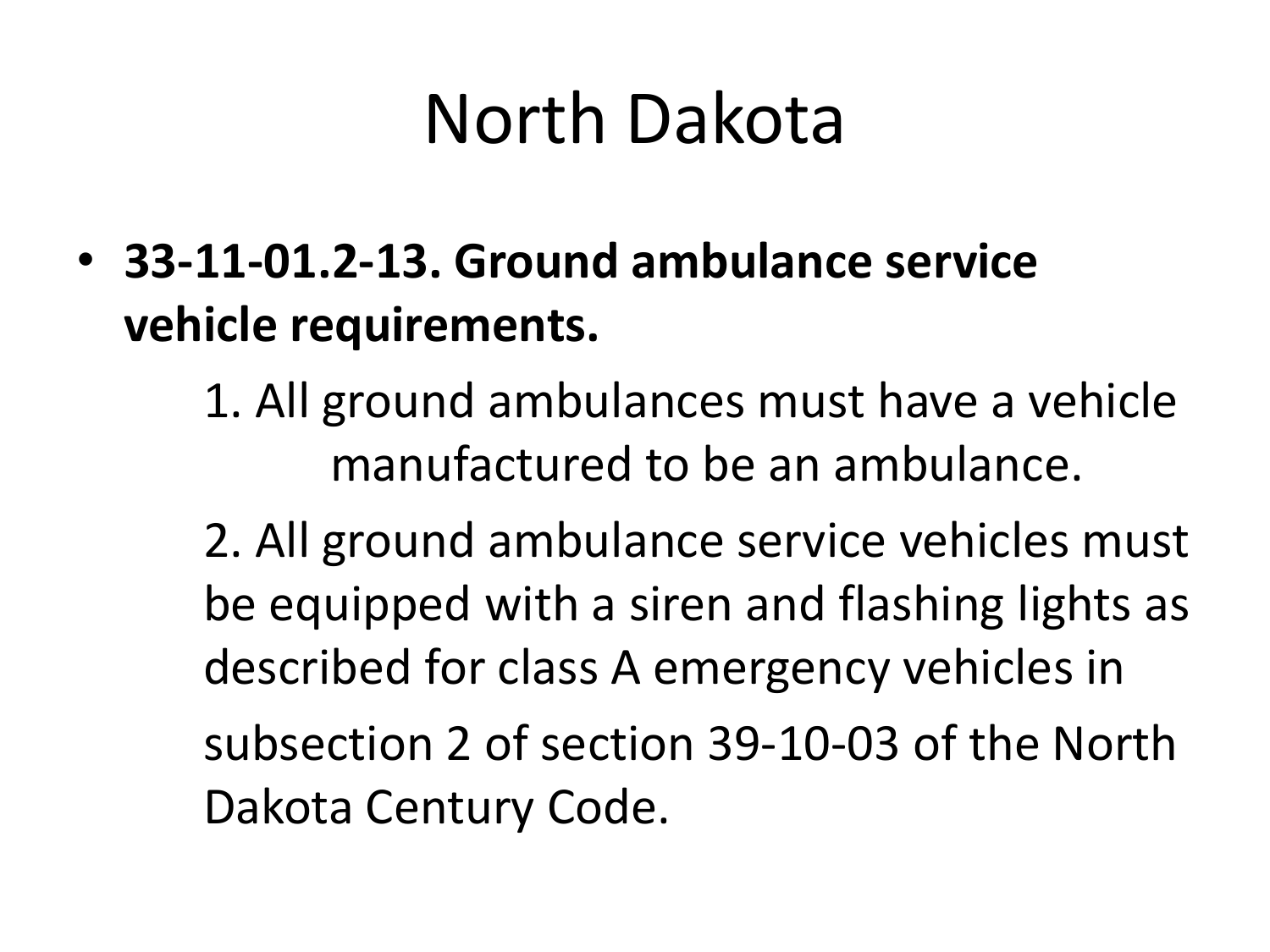# North Dakota

- **33-11-01.2-13. Ground ambulance service vehicle requirements.**

  1. All ground ambulances must have a vehicle manufactured to be an ambulance.

  2. All ground ambulance service vehicles must be equipped with a siren and flashing lights as described for class A emergency vehicles in subsection 2 of section 39-10-03 of the North Dakota Century Code.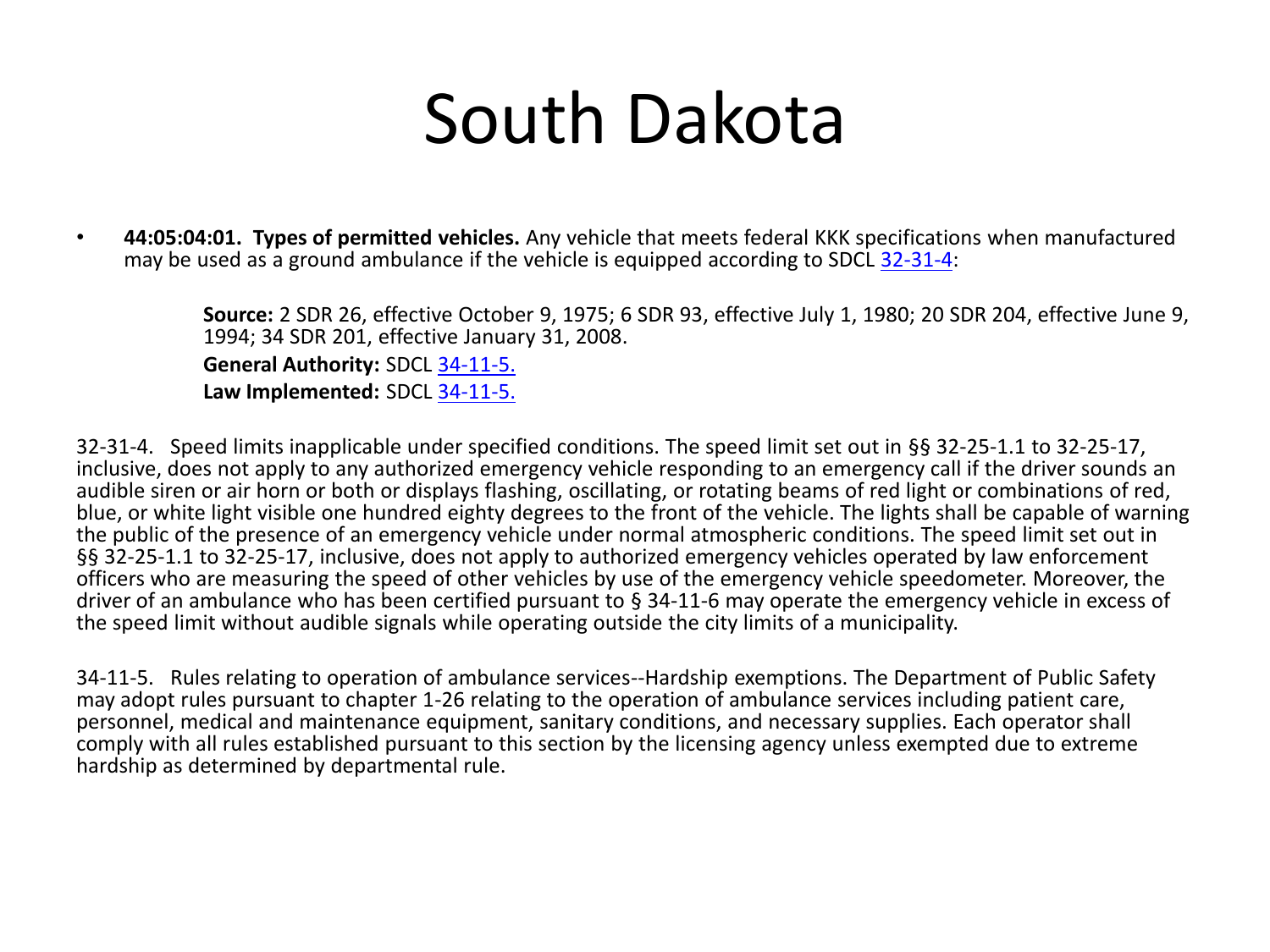# South Dakota

- **44:05:04:01. Types of permitted vehicles.** Any vehicle that meets federal KKK specifications when manufactured may be used as a ground ambulance if the vehicle is equipped according to SDCL 32-31-4:

  **Source:** 2 SDR 26, effective October 9, 1975; 6 SDR 93, effective July 1, 1980; 20 SDR 204, effective June 9, 1994; 34 SDR 201, effective January 31, 2008.
  **General Authority:** SDCL 34-11-5.
  **Law Implemented:** SDCL 34-11-5.

32-31-4. Speed limits inapplicable under specified conditions. The speed limit set out in §§ 32-25-1.1 to 32-25-17, inclusive, does not apply to any authorized emergency vehicle responding to an emergency call if the driver sounds an audible siren or air horn or both or displays flashing, oscillating, or rotating beams of red light or combinations of red, blue, or white light visible one hundred eighty degrees to the front of the vehicle. The lights shall be capable of warning the public of the presence of an emergency vehicle under normal atmospheric conditions. The speed limit set out in §§ 32-25-1.1 to 32-25-17, inclusive, does not apply to authorized emergency vehicles operated by law enforcement officers who are measuring the speed of other vehicles by use of the emergency vehicle speedometer. Moreover, the driver of an ambulance who has been certified pursuant to § 34-11-6 may operate the emergency vehicle in excess of the speed limit without audible signals while operating outside the city limits of a municipality.

34-11-5. Rules relating to operation of ambulance services--Hardship exemptions. The Department of Public Safety may adopt rules pursuant to chapter 1-26 relating to the operation of ambulance services including patient care, personnel, medical and maintenance equipment, sanitary conditions, and necessary supplies. Each operator shall comply with all rules established pursuant to this section by the licensing agency unless exempted due to extreme hardship as determined by departmental rule.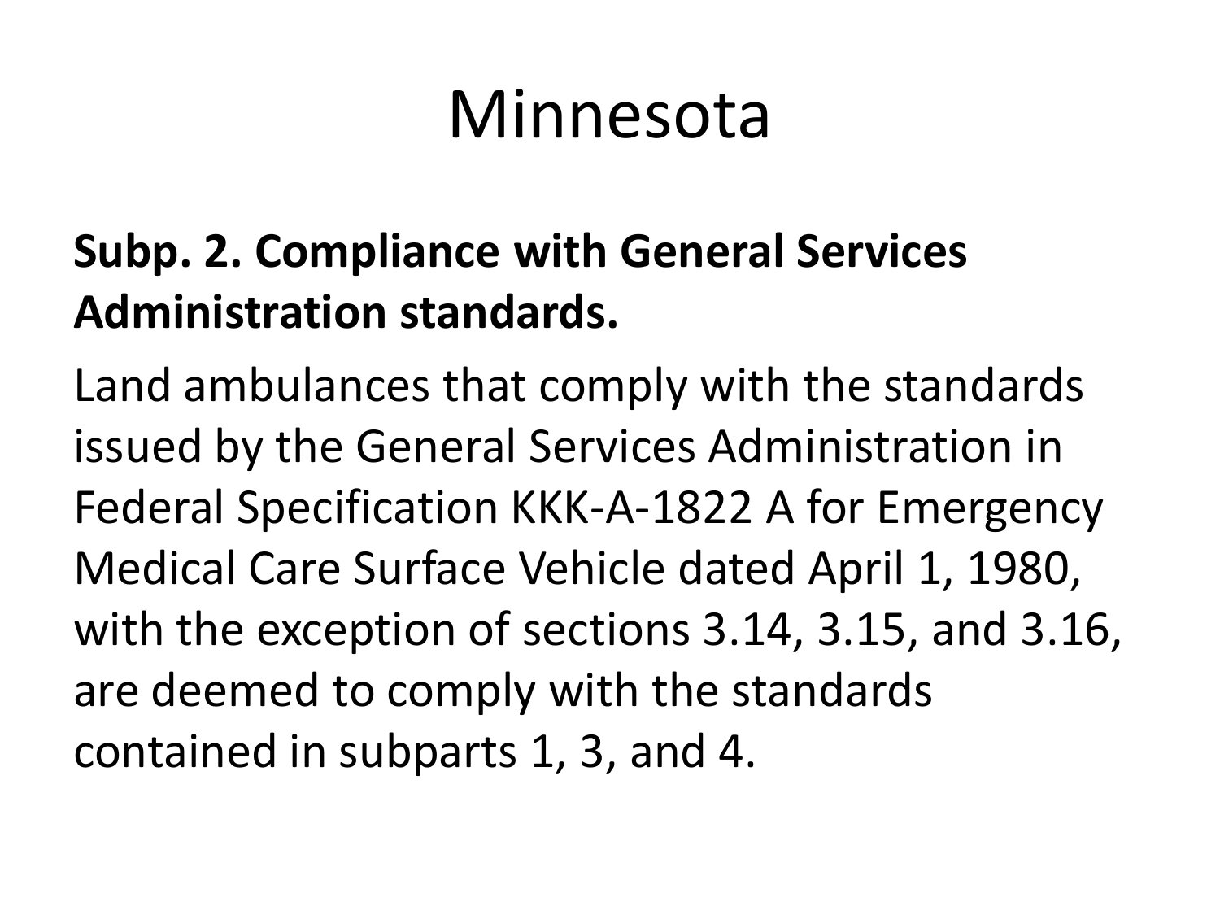# Minnesota

**Subp. 2. Compliance with General Services Administration standards.**

Land ambulances that comply with the standards issued by the General Services Administration in Federal Specification KKK-A-1822 A for Emergency Medical Care Surface Vehicle dated April 1, 1980, with the exception of sections 3.14, 3.15, and 3.16, are deemed to comply with the standards contained in subparts 1, 3, and 4.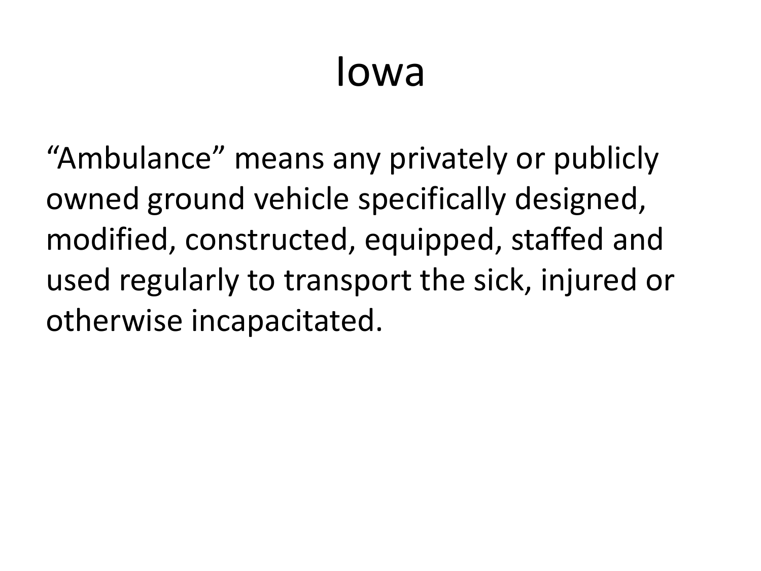# Iowa

"Ambulance" means any privately or publicly owned ground vehicle specifically designed, modified, constructed, equipped, staffed and used regularly to transport the sick, injured or otherwise incapacitated.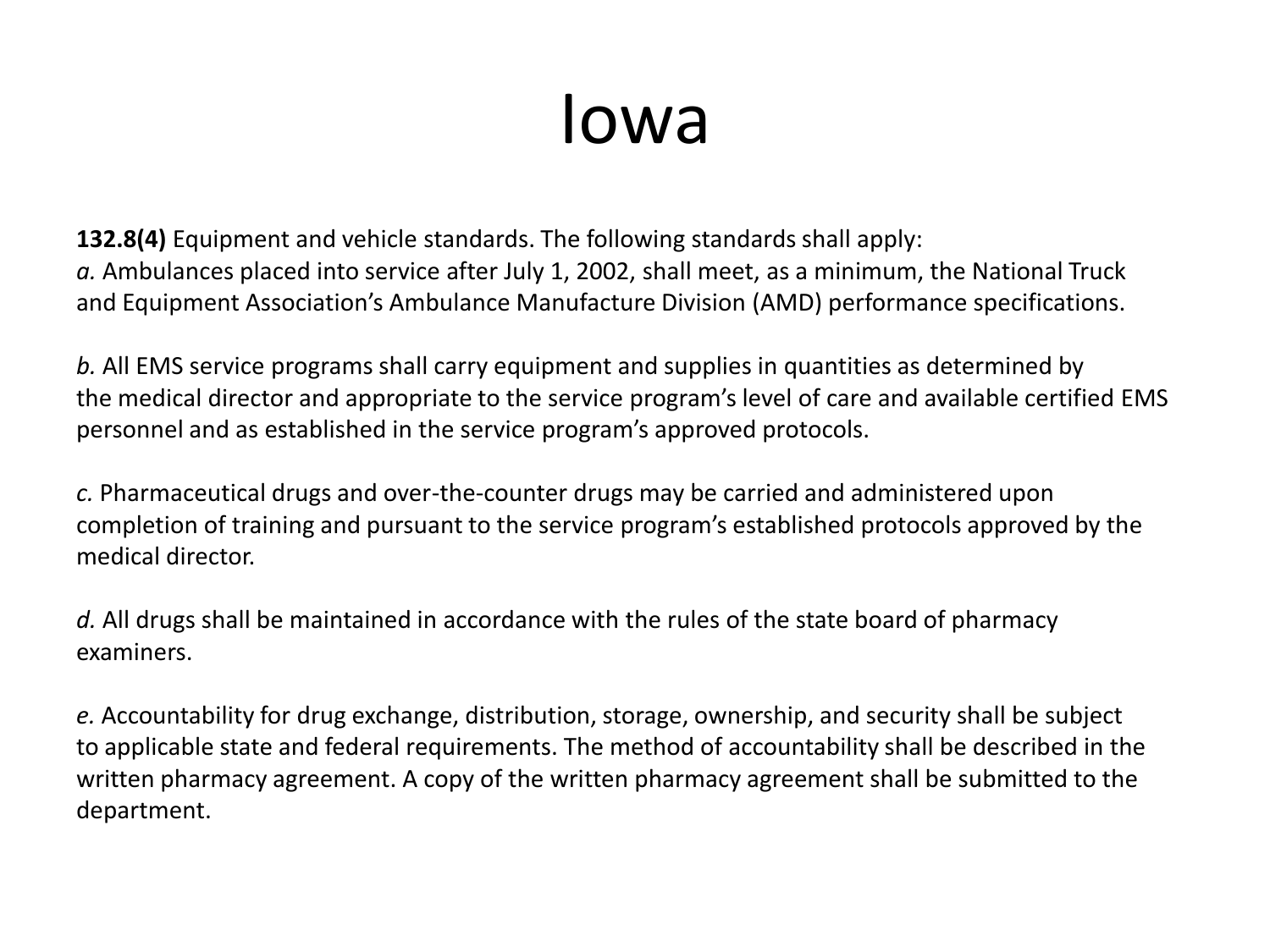# Iowa

**132.8(4)** Equipment and vehicle standards. The following standards shall apply:
*a.* Ambulances placed into service after July 1, 2002, shall meet, as a minimum, the National Truck and Equipment Association's Ambulance Manufacture Division (AMD) performance specifications.

*b.* All EMS service programs shall carry equipment and supplies in quantities as determined by the medical director and appropriate to the service program's level of care and available certified EMS personnel and as established in the service program's approved protocols.

*c.* Pharmaceutical drugs and over-the-counter drugs may be carried and administered upon completion of training and pursuant to the service program's established protocols approved by the medical director.

*d.* All drugs shall be maintained in accordance with the rules of the state board of pharmacy examiners.

*e.* Accountability for drug exchange, distribution, storage, ownership, and security shall be subject to applicable state and federal requirements. The method of accountability shall be described in the written pharmacy agreement. A copy of the written pharmacy agreement shall be submitted to the department.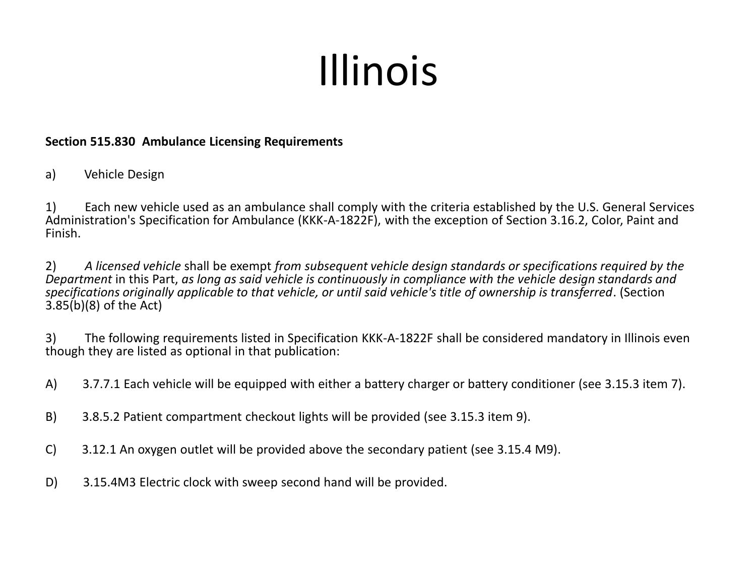# Illinois

**Section 515.830 Ambulance Licensing Requirements**

a) Vehicle Design

1) Each new vehicle used as an ambulance shall comply with the criteria established by the U.S. General Services Administration's Specification for Ambulance (KKK-A-1822F), with the exception of Section 3.16.2, Color, Paint and Finish.

2) *A licensed vehicle* shall be exempt *from subsequent vehicle design standards or specifications required by the Department* in this Part, *as long as said vehicle is continuously in compliance with the vehicle design standards and specifications originally applicable to that vehicle, or until said vehicle's title of ownership is transferred*. (Section 3.85(b)(8) of the Act)

3) The following requirements listed in Specification KKK-A-1822F shall be considered mandatory in Illinois even though they are listed as optional in that publication:

A) 3.7.7.1 Each vehicle will be equipped with either a battery charger or battery conditioner (see 3.15.3 item 7).

B) 3.8.5.2 Patient compartment checkout lights will be provided (see 3.15.3 item 9).

C) 3.12.1 An oxygen outlet will be provided above the secondary patient (see 3.15.4 M9).

D) 3.15.4M3 Electric clock with sweep second hand will be provided.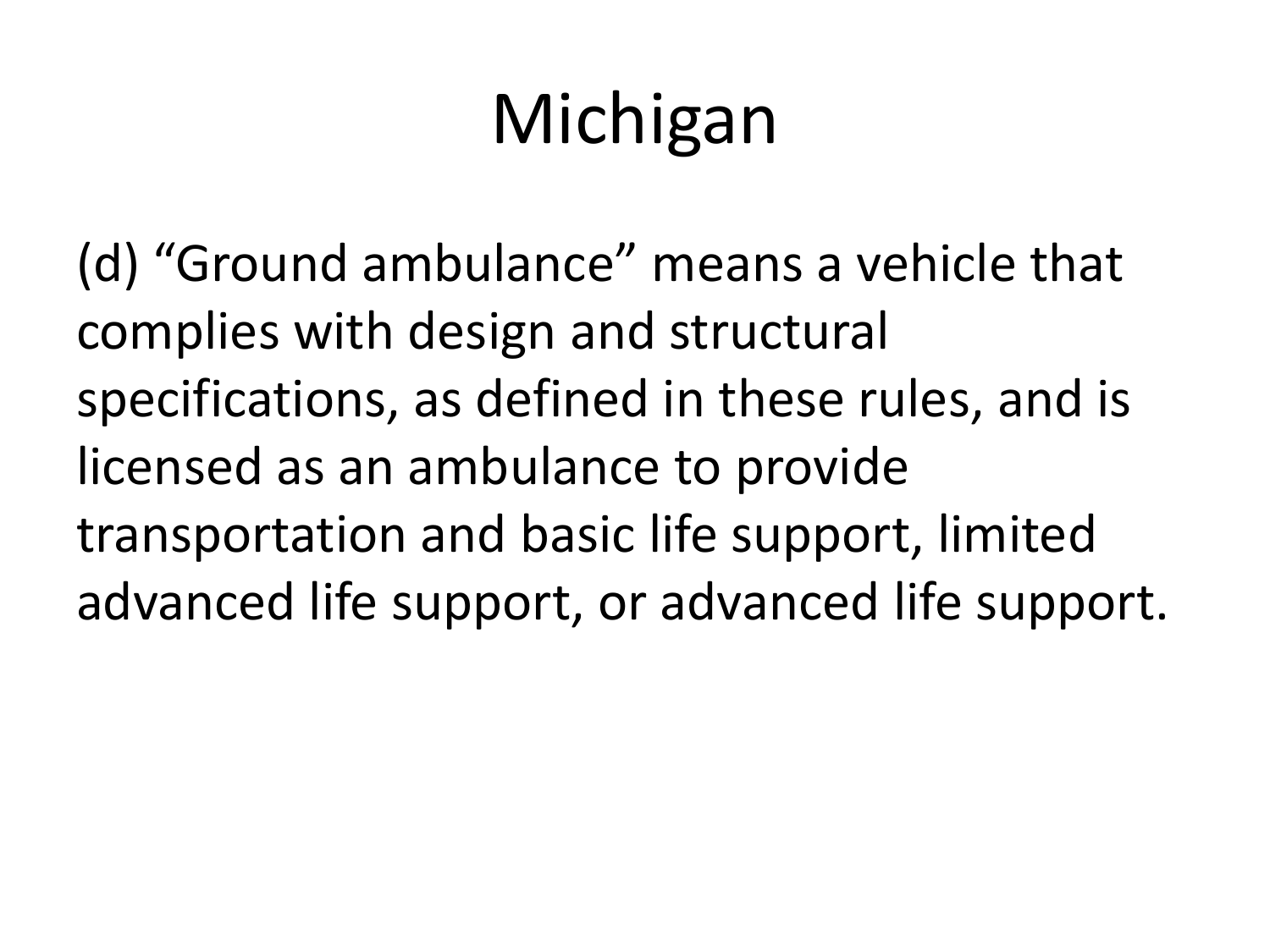# Michigan

(d) “Ground ambulance” means a vehicle that complies with design and structural specifications, as defined in these rules, and is licensed as an ambulance to provide transportation and basic life support, limited advanced life support, or advanced life support.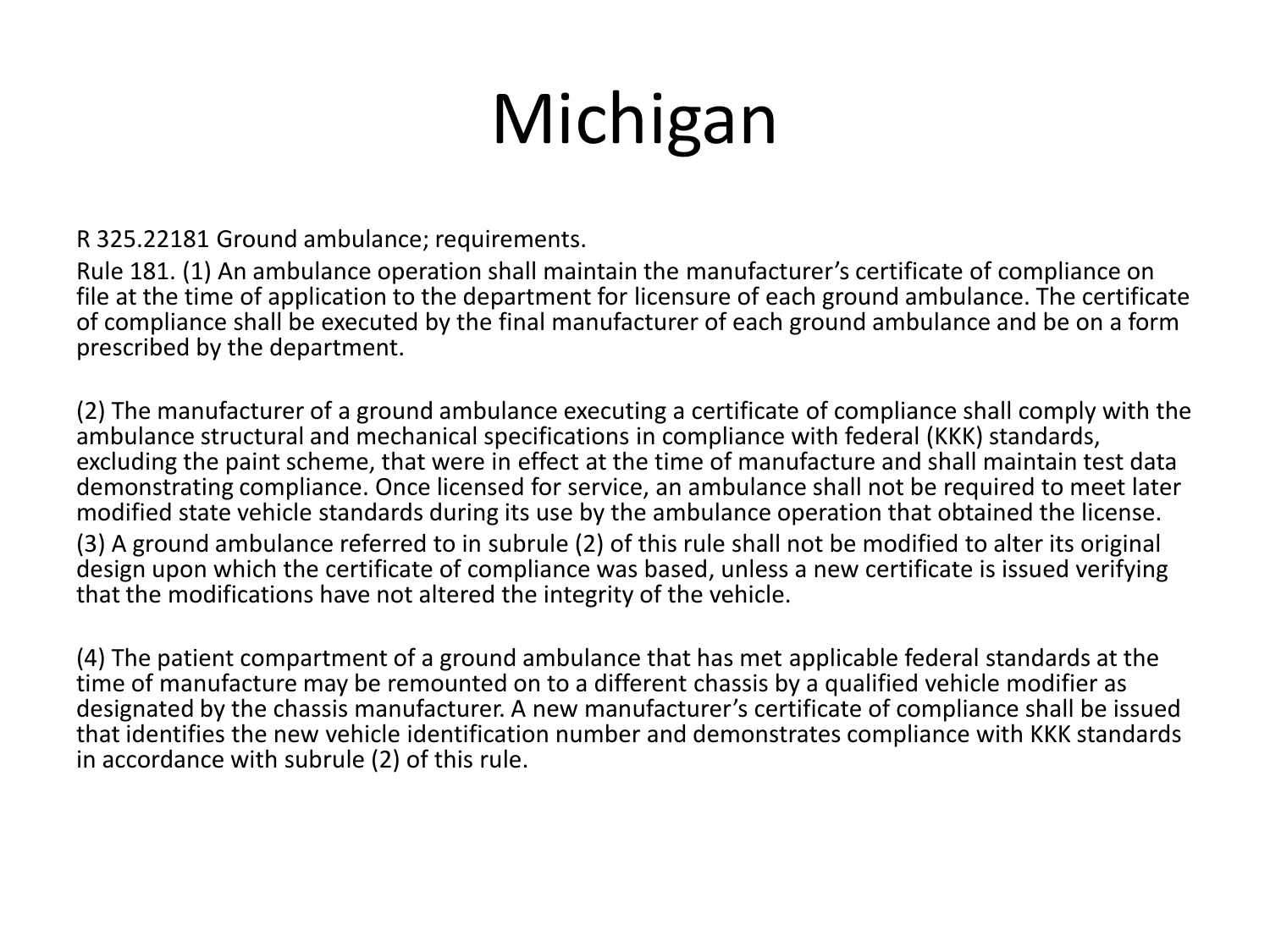# Michigan

R 325.22181 Ground ambulance; requirements.

Rule 181. (1) An ambulance operation shall maintain the manufacturer's certificate of compliance on file at the time of application to the department for licensure of each ground ambulance. The certificate of compliance shall be executed by the final manufacturer of each ground ambulance and be on a form prescribed by the department.

(2) The manufacturer of a ground ambulance executing a certificate of compliance shall comply with the ambulance structural and mechanical specifications in compliance with federal (KKK) standards, excluding the paint scheme, that were in effect at the time of manufacture and shall maintain test data demonstrating compliance. Once licensed for service, an ambulance shall not be required to meet later modified state vehicle standards during its use by the ambulance operation that obtained the license.

(3) A ground ambulance referred to in subrule (2) of this rule shall not be modified to alter its original design upon which the certificate of compliance was based, unless a new certificate is issued verifying that the modifications have not altered the integrity of the vehicle.

(4) The patient compartment of a ground ambulance that has met applicable federal standards at the time of manufacture may be remounted on to a different chassis by a qualified vehicle modifier as designated by the chassis manufacturer. A new manufacturer's certificate of compliance shall be issued that identifies the new vehicle identification number and demonstrates compliance with KKK standards in accordance with subrule (2) of this rule.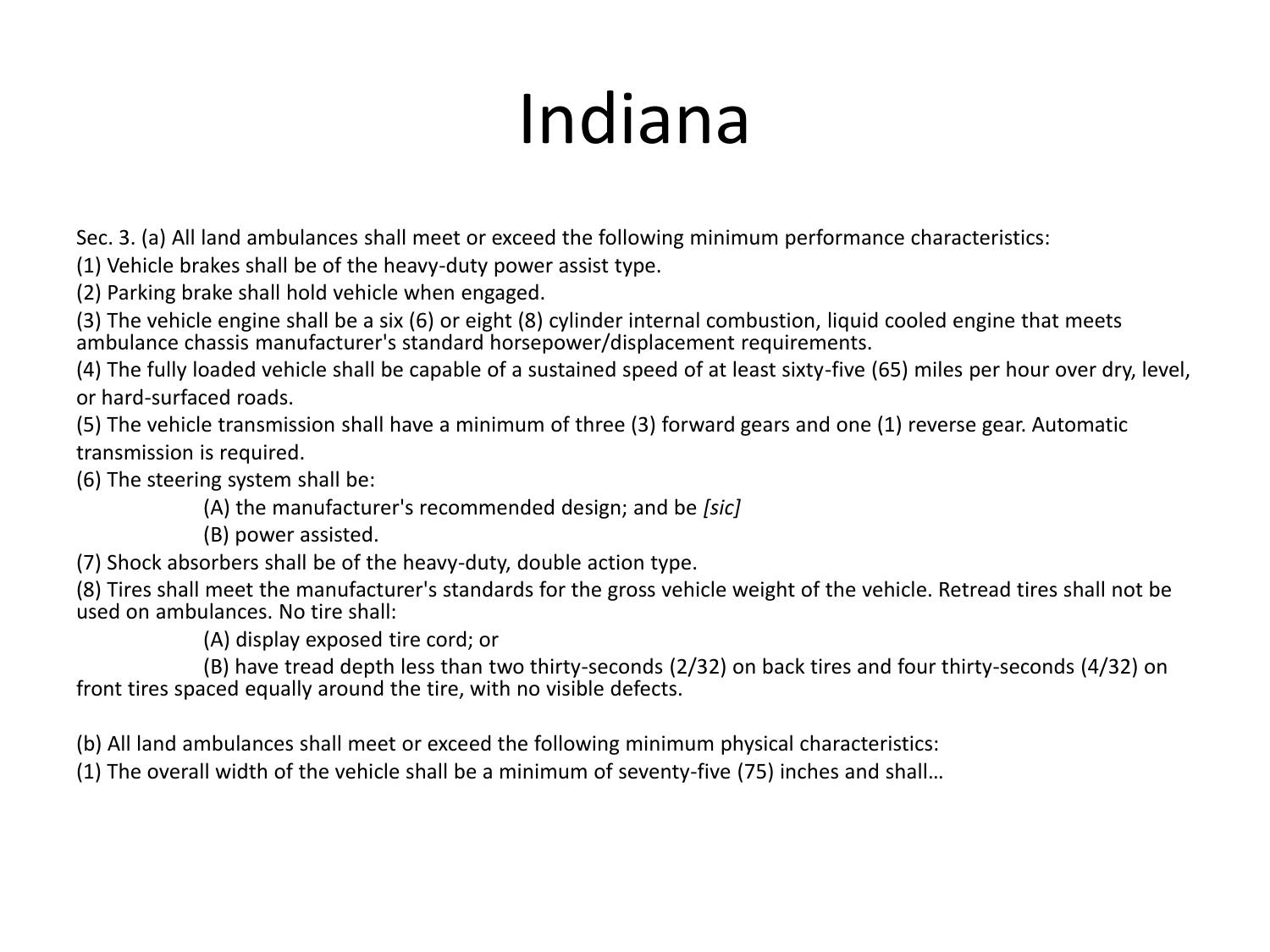# Indiana

Sec. 3. (a) All land ambulances shall meet or exceed the following minimum performance characteristics:

(1) Vehicle brakes shall be of the heavy-duty power assist type.

(2) Parking brake shall hold vehicle when engaged.

(3) The vehicle engine shall be a six (6) or eight (8) cylinder internal combustion, liquid cooled engine that meets ambulance chassis manufacturer's standard horsepower/displacement requirements.

(4) The fully loaded vehicle shall be capable of a sustained speed of at least sixty-five (65) miles per hour over dry, level, or hard-surfaced roads.

(5) The vehicle transmission shall have a minimum of three (3) forward gears and one (1) reverse gear. Automatic transmission is required.

(6) The steering system shall be:

(A) the manufacturer's recommended design; and be *[sic]*

(B) power assisted.

(7) Shock absorbers shall be of the heavy-duty, double action type.

(8) Tires shall meet the manufacturer's standards for the gross vehicle weight of the vehicle. Retread tires shall not be used on ambulances. No tire shall:

(A) display exposed tire cord; or

(B) have tread depth less than two thirty-seconds (2/32) on back tires and four thirty-seconds (4/32) on front tires spaced equally around the tire, with no visible defects.

(b) All land ambulances shall meet or exceed the following minimum physical characteristics:

(1) The overall width of the vehicle shall be a minimum of seventy-five (75) inches and shall…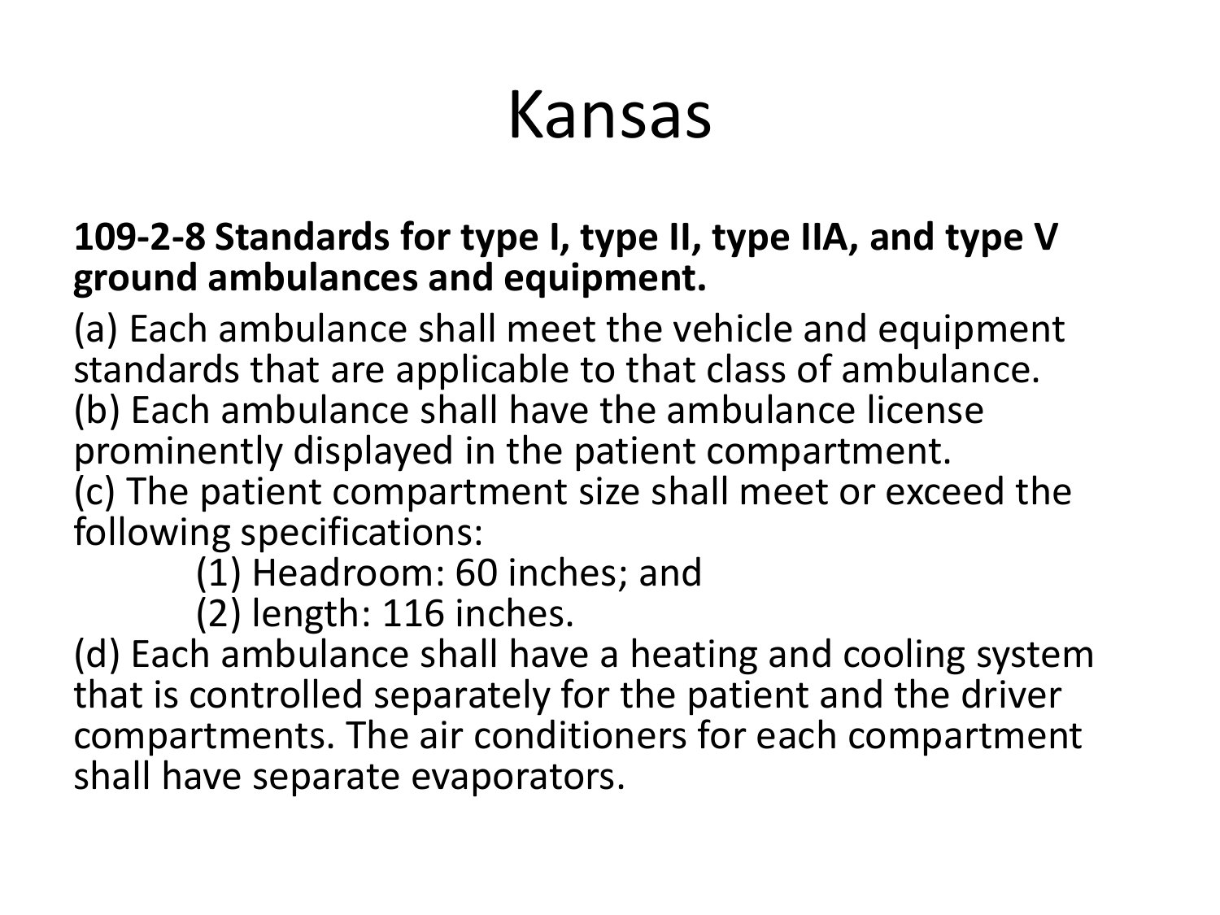# Kansas

**109-2-8 Standards for type I, type II, type IIA, and type V ground ambulances and equipment.**

(a) Each ambulance shall meet the vehicle and equipment standards that are applicable to that class of ambulance.
(b) Each ambulance shall have the ambulance license prominently displayed in the patient compartment.
(c) The patient compartment size shall meet or exceed the following specifications:

- (1) Headroom: 60 inches; and
- (2) length: 116 inches.

(d) Each ambulance shall have a heating and cooling system that is controlled separately for the patient and the driver compartments. The air conditioners for each compartment shall have separate evaporators.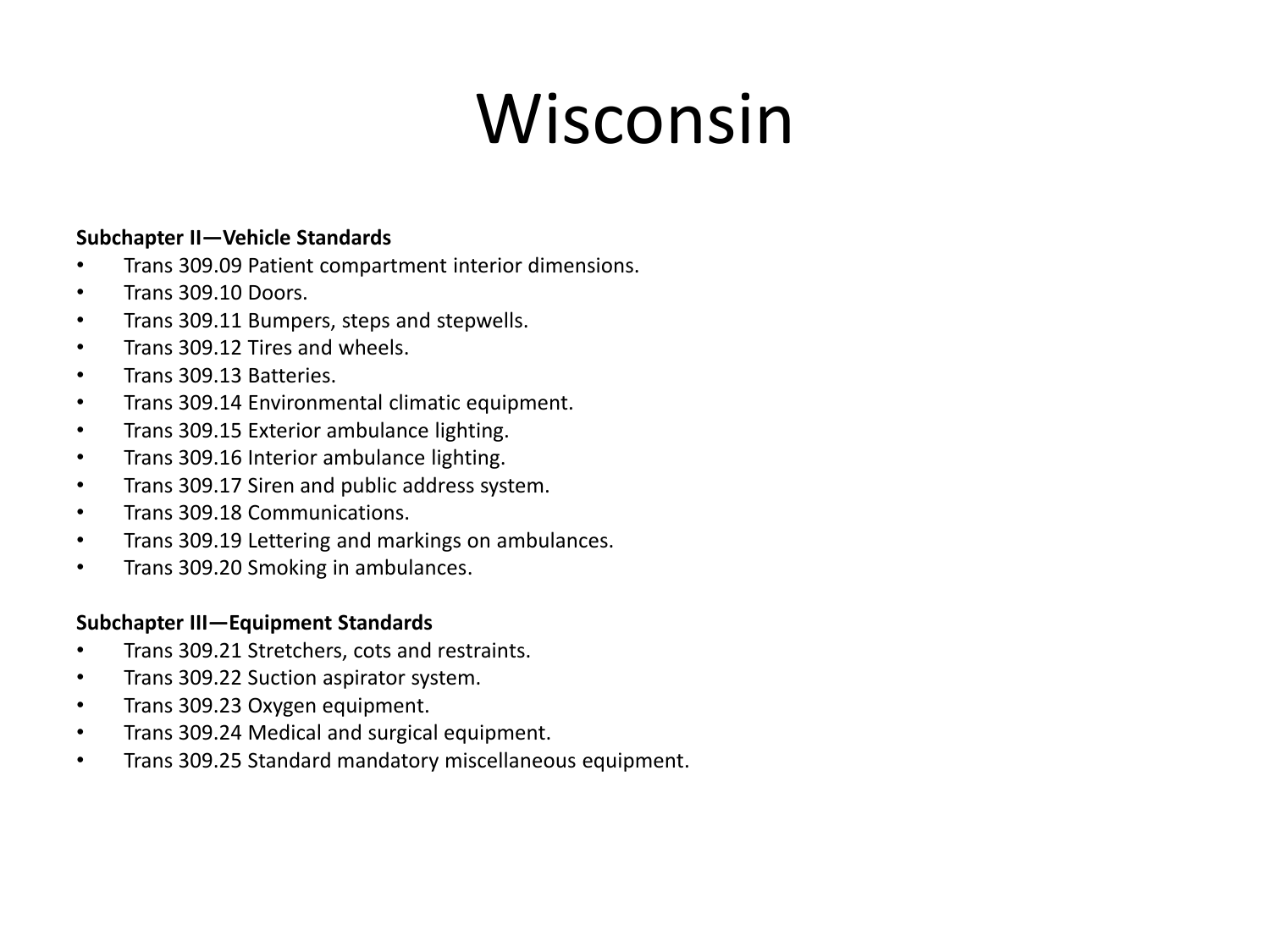# Wisconsin

**Subchapter II—Vehicle Standards**

- Trans 309.09 Patient compartment interior dimensions.
- Trans 309.10 Doors.
- Trans 309.11 Bumpers, steps and stepwells.
- Trans 309.12 Tires and wheels.
- Trans 309.13 Batteries.
- Trans 309.14 Environmental climatic equipment.
- Trans 309.15 Exterior ambulance lighting.
- Trans 309.16 Interior ambulance lighting.
- Trans 309.17 Siren and public address system.
- Trans 309.18 Communications.
- Trans 309.19 Lettering and markings on ambulances.
- Trans 309.20 Smoking in ambulances.

**Subchapter III—Equipment Standards**

- Trans 309.21 Stretchers, cots and restraints.
- Trans 309.22 Suction aspirator system.
- Trans 309.23 Oxygen equipment.
- Trans 309.24 Medical and surgical equipment.
- Trans 309.25 Standard mandatory miscellaneous equipment.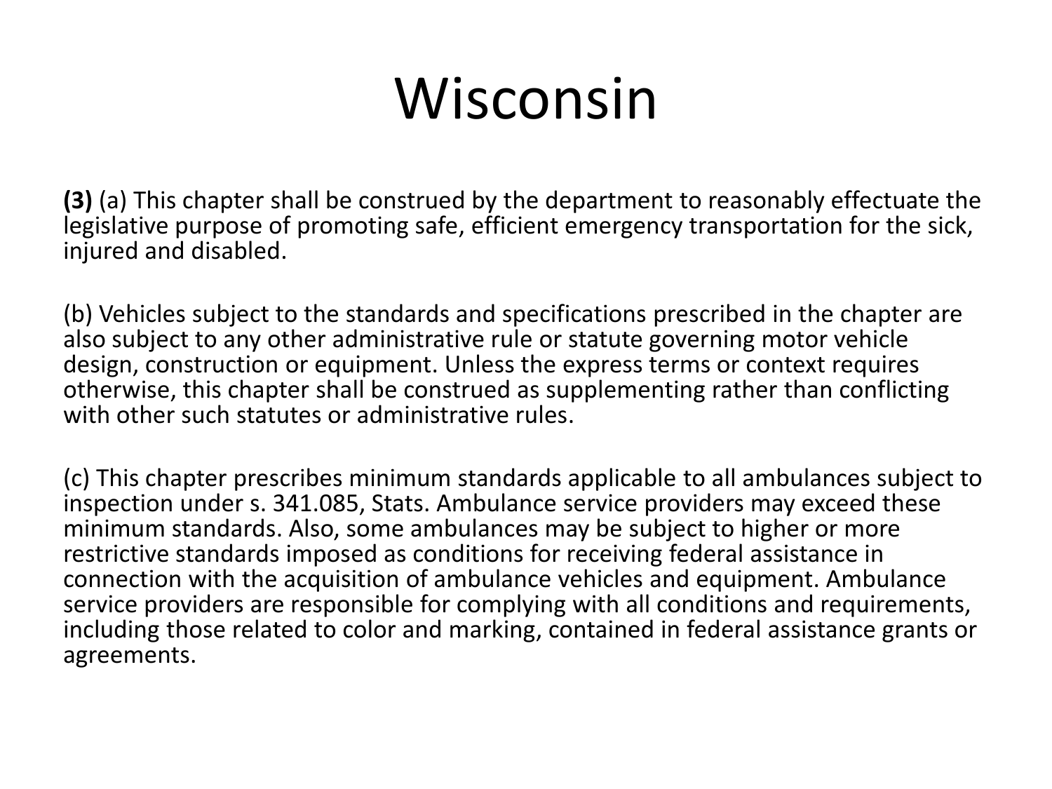# Wisconsin

**(3)** (a) This chapter shall be construed by the department to reasonably effectuate the legislative purpose of promoting safe, efficient emergency transportation for the sick, injured and disabled.

(b) Vehicles subject to the standards and specifications prescribed in the chapter are also subject to any other administrative rule or statute governing motor vehicle design, construction or equipment. Unless the express terms or context requires otherwise, this chapter shall be construed as supplementing rather than conflicting with other such statutes or administrative rules.

(c) This chapter prescribes minimum standards applicable to all ambulances subject to inspection under s. 341.085, Stats. Ambulance service providers may exceed these minimum standards. Also, some ambulances may be subject to higher or more restrictive standards imposed as conditions for receiving federal assistance in connection with the acquisition of ambulance vehicles and equipment. Ambulance service providers are responsible for complying with all conditions and requirements, including those related to color and marking, contained in federal assistance grants or agreements.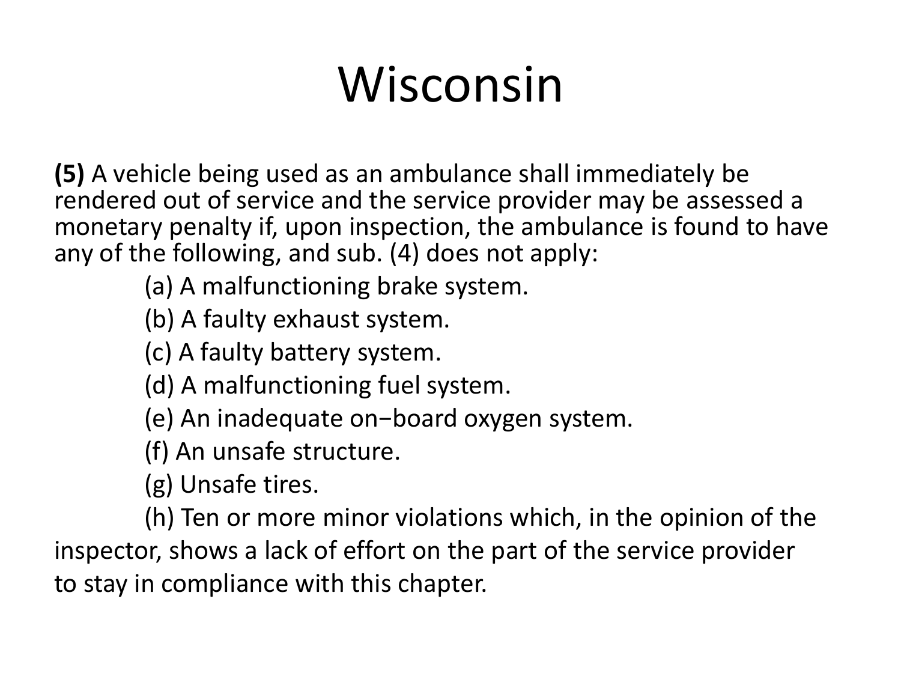# Wisconsin

**(5)** A vehicle being used as an ambulance shall immediately be rendered out of service and the service provider may be assessed a monetary penalty if, upon inspection, the ambulance is found to have any of the following, and sub. (4) does not apply:

(a) A malfunctioning brake system.

(b) A faulty exhaust system.

(c) A faulty battery system.

(d) A malfunctioning fuel system.

(e) An inadequate on−board oxygen system.

(f) An unsafe structure.

(g) Unsafe tires.

(h) Ten or more minor violations which, in the opinion of the inspector, shows a lack of effort on the part of the service provider to stay in compliance with this chapter.